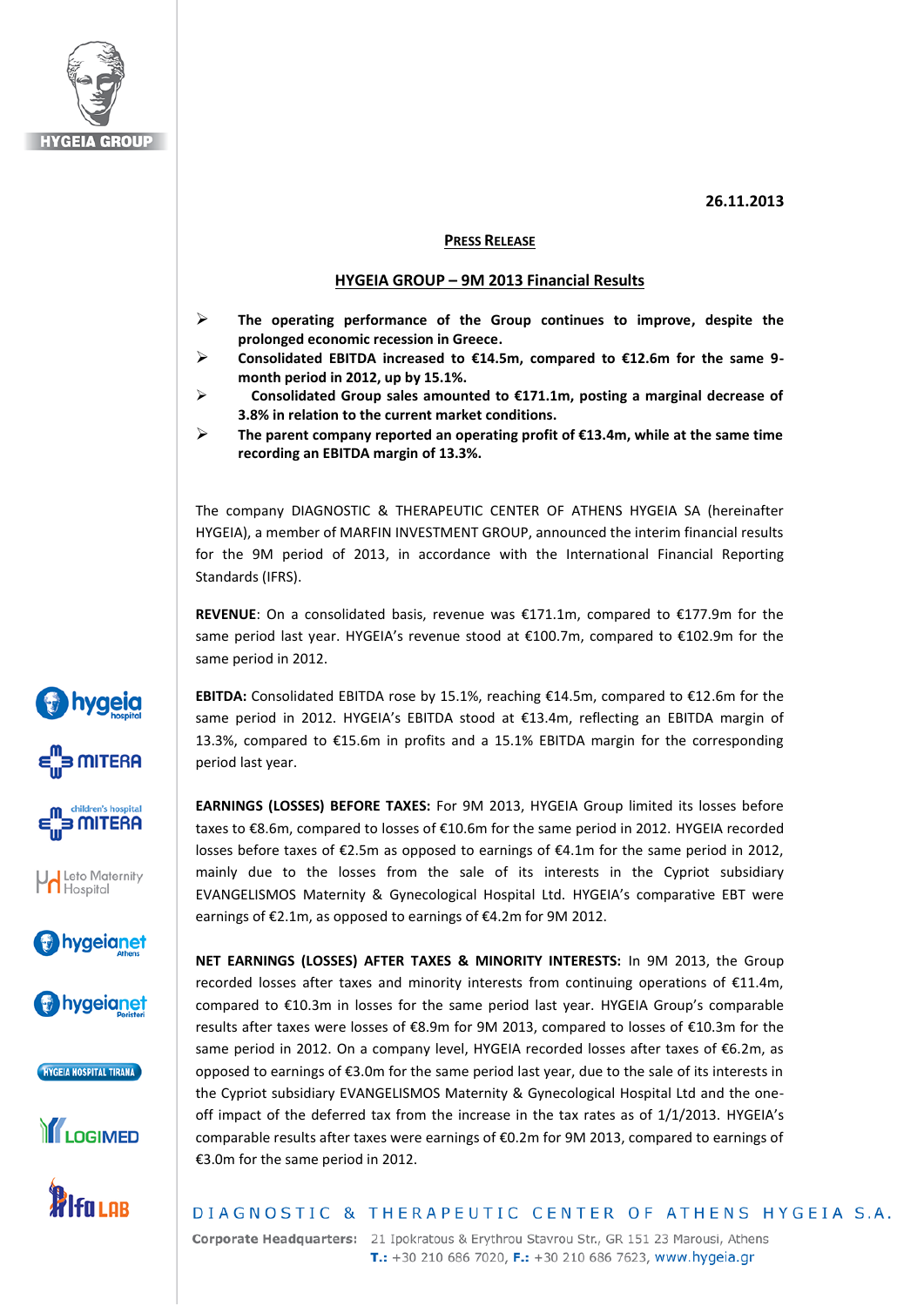26.11.2013

**PRESS RELEASE**

## HYGEIA GROUP – 9M 2013 Financial Results

- **The operating performance of the Group continues to improve, despite the prolonged economic recession in Greece.**
- **Consolidated EBITDA increased to €14.5m, compared to €12.6m for the same 9-month period in 2012, up by 15.1%.**
- **Consolidated Group sales amounted to €171.1m, posting a marginal decrease of 3.8% in relation to the current market conditions.**
- **The parent company reported an operating profit of €13.4m, while at the same time recording an EBITDA margin of 13.3%.**

The company DIAGNOSTIC & THERAPEUTIC CENTER OF ATHENS HYGEIA SA (hereinafter HYGEIA), a member of MARFIN INVESTMENT GROUP, announced the interim financial results for the 9M period of 2013, in accordance with the International Financial Reporting Standards (IFRS).

**REVENUE**: On a consolidated basis, revenue was €171.1m, compared to €177.9m for the same period last year. HYGEIA's revenue stood at €100.7m, compared to €102.9m for the same period in 2012.

**EBITDA:** Consolidated EBITDA rose by 15.1%, reaching €14.5m, compared to €12.6m for the same period in 2012. HYGEIA's EBITDA stood at €13.4m, reflecting an EBITDA margin of 13.3%, compared to €15.6m in profits and a 15.1% EBITDA margin for the corresponding period last year.

**EARNINGS (LOSSES) BEFORE TAXES:** For 9M 2013, HYGEIA Group limited its losses before taxes to €8.6m, compared to losses of €10.6m for the same period in 2012. HYGEIA recorded losses before taxes of €2.5m as opposed to earnings of €4.1m for the same period in 2012, mainly due to the losses from the sale of its interests in the Cypriot subsidiary EVANGELISMOS Maternity & Gynecological Hospital Ltd. HYGEIA's comparative EBT were earnings of €2.1m, as opposed to earnings of €4.2m for 9M 2012.

**NET EARNINGS (LOSSES) AFTER TAXES & MINORITY INTERESTS:** In 9M 2013, the Group recorded losses after taxes and minority interests from continuing operations of €11.4m, compared to €10.3m in losses for the same period last year. HYGEIA Group's comparable results after taxes were losses of €8.9m for 9M 2013, compared to losses of €10.3m for the same period in 2012. On a company level, HYGEIA recorded losses after taxes of €6.2m, as opposed to earnings of €3.0m for the same period last year, due to the sale of its interests in the Cypriot subsidiary EVANGELISMOS Maternity & Gynecological Hospital Ltd and the one-off impact of the deferred tax from the increase in the tax rates as of 1/1/2013. HYGEIA's comparable results after taxes were earnings of €0.2m for 9M 2013, compared to earnings of €3.0m for the same period in 2012.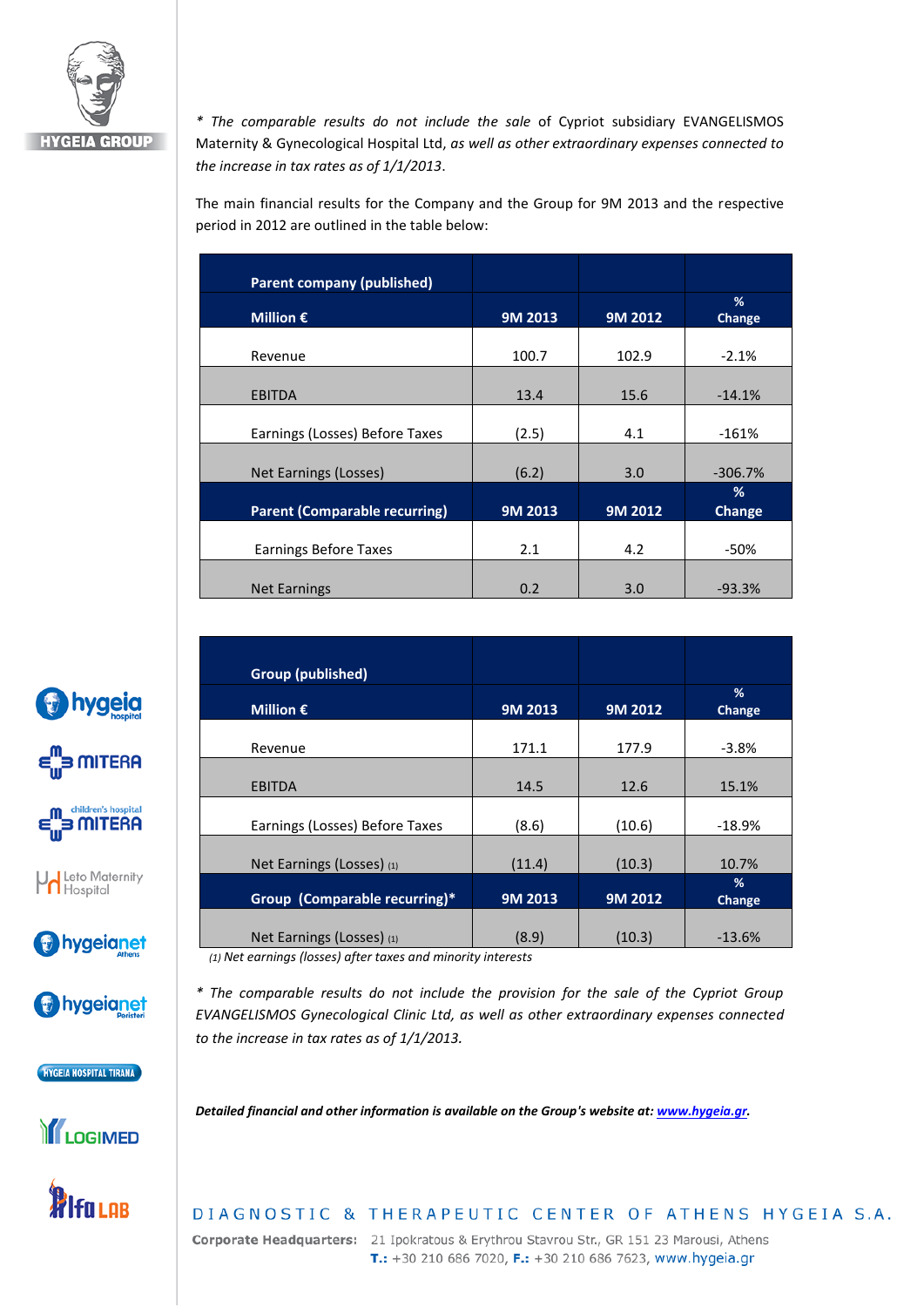*\* The comparable results do not include the sale* of Cypriot subsidiary EVANGELISMOS Maternity & Gynecological Hospital Ltd, *as well as other extraordinary expenses connected to the increase in tax rates as of 1/1/2013*.

The main financial results for the Company and the Group for 9M 2013 and the respective period in 2012 are outlined in the table below:

| **Parent company (published)** | | | |
|---|---|---|---|
| **Million €** | **9M 2013** | **9M 2012** | **% Change** |
| Revenue | 100.7 | 102.9 | -2.1% |
| EBITDA | 13.4 | 15.6 | -14.1% |
| Earnings (Losses) Before Taxes | (2.5) | 4.1 | -161% |
| Net Earnings (Losses) | (6.2) | 3.0 | -306.7% |
| **Parent (Comparable recurring)** | **9M 2013** | **9M 2012** | **% Change** |
| Earnings Before Taxes | 2.1 | 4.2 | -50% |
| Net Earnings | 0.2 | 3.0 | -93.3% |

| **Group (published)** | | | |
|---|---|---|---|
| **Million €** | **9M 2013** | **9M 2012** | **% Change** |
| Revenue | 171.1 | 177.9 | -3.8% |
| EBITDA | 14.5 | 12.6 | 15.1% |
| Earnings (Losses) Before Taxes | (8.6) | (10.6) | -18.9% |
| Net Earnings (Losses) (1) | (11.4) | (10.3) | 10.7% |
| **Group (Comparable recurring)\*** | **9M 2013** | **9M 2012** | **% Change** |
| Net Earnings (Losses) (1) | (8.9) | (10.3) | -13.6% |

*(1) Net earnings (losses) after taxes and minority interests*

*\* The comparable results do not include the provision for the sale of the Cypriot Group EVANGELISMOS Gynecological Clinic Ltd, as well as other extraordinary expenses connected to the increase in tax rates as of 1/1/2013.*

***Detailed financial and other information is available on the Group's website at: www.hygeia.gr.***